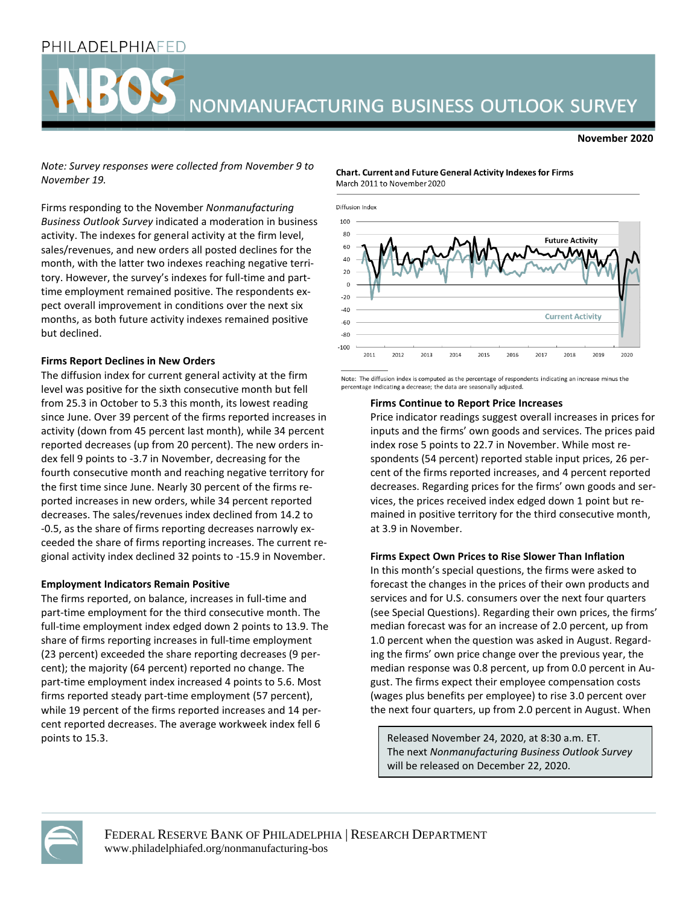# NONMANUFACTURING BUSINESS OUTLOOK SURVEY

**November 2020**

*Note: Survey responses were collected from November 9 to November 19.*

Firms responding to the November *Nonmanufacturing Business Outlook Survey* indicated a moderation in business activity. The indexes for general activity at the firm level, sales/revenues, and new orders all posted declines for the month, with the latter two indexes reaching negative territory. However, the survey's indexes for full-time and part-time employment remained positive. The respondents expect overall improvement in conditions over the next six months, as both future activity indexes remained positive but declined.

**Firms Report Declines in New Orders**

The diffusion index for current general activity at the firm level was positive for the sixth consecutive month but fell from 25.3 in October to 5.3 this month, its lowest reading since June. Over 39 percent of the firms reported increases in activity (down from 45 percent last month), while 34 percent reported decreases (up from 20 percent). The new orders index fell 9 points to -3.7 in November, decreasing for the fourth consecutive month and reaching negative territory for the first time since June. Nearly 30 percent of the firms reported increases in new orders, while 34 percent reported decreases. The sales/revenues index declined from 14.2 to -0.5, as the share of firms reporting decreases narrowly exceeded the share of firms reporting increases. The current regional activity index declined 32 points to -15.9 in November.

**Employment Indicators Remain Positive**

The firms reported, on balance, increases in full-time and part-time employment for the third consecutive month. The full-time employment index edged down 2 points to 13.9. The share of firms reporting increases in full-time employment (23 percent) exceeded the share reporting decreases (9 percent); the majority (64 percent) reported no change. The part-time employment index increased 4 points to 5.6. Most firms reported steady part-time employment (57 percent), while 19 percent of the firms reported increases and 14 percent reported decreases. The average workweek index fell 6 points to 15.3.

**Chart. Current and Future General Activity Indexes for Firms**
March 2011 to November 2020

Note: The diffusion index is computed as the percentage of respondents indicating an increase minus the percentage indicating a decrease; the data are seasonally adjusted.

**Firms Continue to Report Price Increases**

Price indicator readings suggest overall increases in prices for inputs and the firms' own goods and services. The prices paid index rose 5 points to 22.7 in November. While most respondents (54 percent) reported stable input prices, 26 percent of the firms reported increases, and 4 percent reported decreases. Regarding prices for the firms' own goods and services, the prices received index edged down 1 point but remained in positive territory for the third consecutive month, at 3.9 in November.

**Firms Expect Own Prices to Rise Slower Than Inflation**

In this month's special questions, the firms were asked to forecast the changes in the prices of their own products and services and for U.S. consumers over the next four quarters (see Special Questions). Regarding their own prices, the firms' median forecast was for an increase of 2.0 percent, up from 1.0 percent when the question was asked in August. Regarding the firms' own price change over the previous year, the median response was 0.8 percent, up from 0.0 percent in August. The firms expect their employee compensation costs (wages plus benefits per employee) to rise 3.0 percent over the next four quarters, up from 2.0 percent in August. When

Released November 24, 2020, at 8:30 a.m. ET.
The next *Nonmanufacturing Business Outlook Survey* will be released on December 22, 2020.

FEDERAL RESERVE BANK OF PHILADELPHIA | RESEARCH DEPARTMENT
www.philadelphiafed.org/nonmanufacturing-bos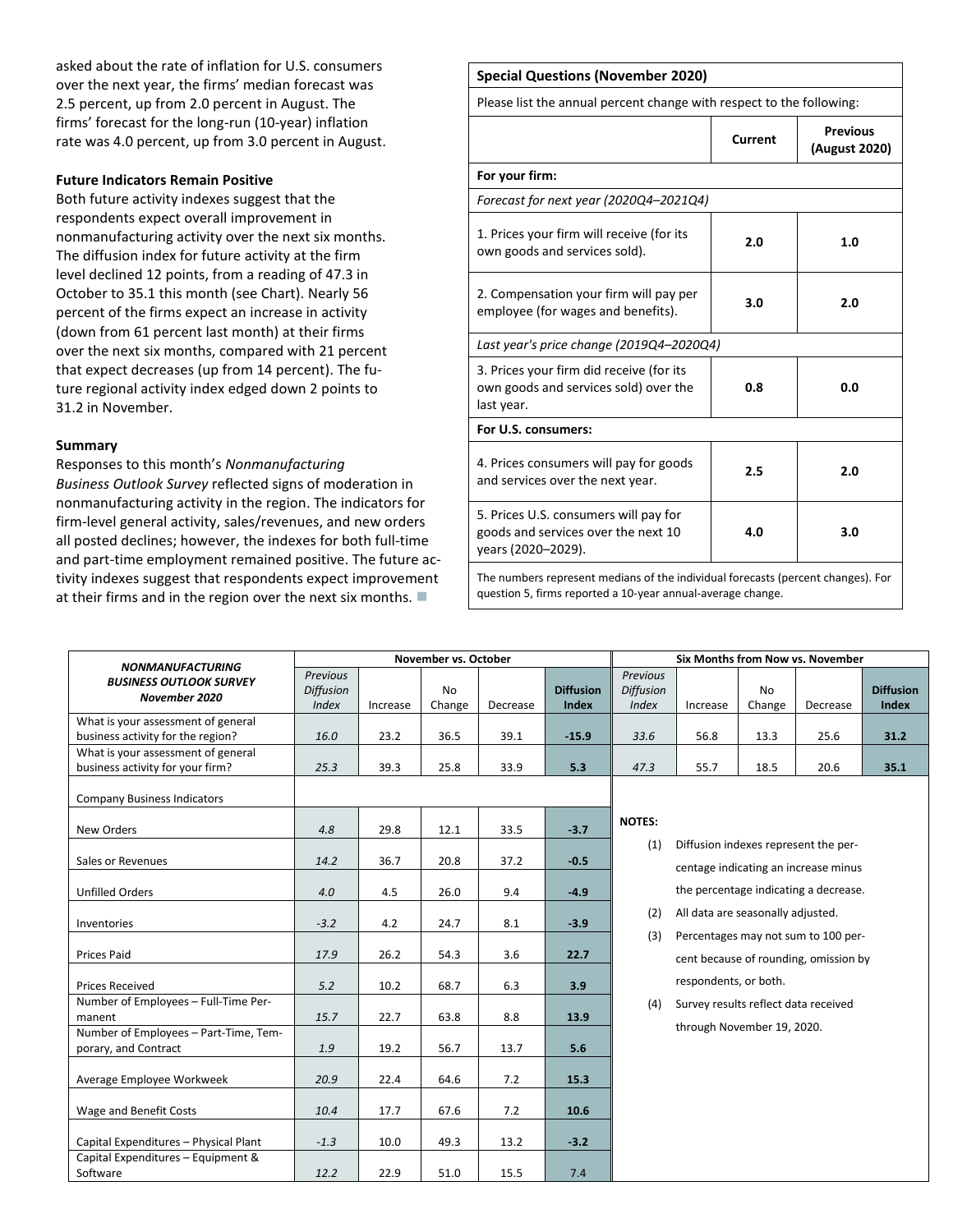asked about the rate of inflation for U.S. consumers over the next year, the firms' median forecast was 2.5 percent, up from 2.0 percent in August. The firms' forecast for the long-run (10-year) inflation rate was 4.0 percent, up from 3.0 percent in August.

### Future Indicators Remain Positive

Both future activity indexes suggest that the respondents expect overall improvement in nonmanufacturing activity over the next six months. The diffusion index for future activity at the firm level declined 12 points, from a reading of 47.3 in October to 35.1 this month (see Chart). Nearly 56 percent of the firms expect an increase in activity (down from 61 percent last month) at their firms over the next six months, compared with 21 percent that expect decreases (up from 14 percent). The future regional activity index edged down 2 points to 31.2 in November.

### Summary

Responses to this month's *Nonmanufacturing Business Outlook Survey* reflected signs of moderation in nonmanufacturing activity in the region. The indicators for firm-level general activity, sales/revenues, and new orders all posted declines; however, the indexes for both full-time and part-time employment remained positive. The future activity indexes suggest that respondents expect improvement at their firms and in the region over the next six months.

**Special Questions (November 2020)**

Please list the annual percent change with respect to the following:

| | Current | Previous (August 2020) |
|---|---|---|
| **For your firm:** | | |
| *Forecast for next year (2020Q4–2021Q4)* | | |
| 1. Prices your firm will receive (for its own goods and services sold). | 2.0 | 1.0 |
| 2. Compensation your firm will pay per employee (for wages and benefits). | 3.0 | 2.0 |
| *Last year's price change (2019Q4–2020Q4)* | | |
| 3. Prices your firm did receive (for its own goods and services sold) over the last year. | 0.8 | 0.0 |
| **For U.S. consumers:** | | |
| 4. Prices consumers will pay for goods and services over the next year. | 2.5 | 2.0 |
| 5. Prices U.S. consumers will pay for goods and services over the next 10 years (2020–2029). | 4.0 | 3.0 |

The numbers represent medians of the individual forecasts (percent changes). For question 5, firms reported a 10-year annual-average change.

| ***NONMANUFACTURING BUSINESS OUTLOOK SURVEY November 2020*** | November vs. October | | | | | Six Months from Now vs. November | | | | |
|---|---|---|---|---|---|---|---|---|---|---|
| | *Previous Diffusion Index* | Increase | No Change | Decrease | **Diffusion Index** | *Previous Diffusion Index* | Increase | No Change | Decrease | **Diffusion Index** |
| What is your assessment of general business activity for the region? | *16.0* | 23.2 | 36.5 | 39.1 | **-15.9** | *33.6* | 56.8 | 13.3 | 25.6 | **31.2** |
| What is your assessment of general business activity for your firm? | *25.3* | 39.3 | 25.8 | 33.9 | **5.3** | *47.3* | 55.7 | 18.5 | 20.6 | **35.1** |
| Company Business Indicators | | | | | | | | | | |
| New Orders | *4.8* | 29.8 | 12.1 | 33.5 | **-3.7** | | | | | |
| Sales or Revenues | *14.2* | 36.7 | 20.8 | 37.2 | **-0.5** | | | | | |
| Unfilled Orders | *4.0* | 4.5 | 26.0 | 9.4 | **-4.9** | | | | | |
| Inventories | *-3.2* | 4.2 | 24.7 | 8.1 | **-3.9** | | | | | |
| Prices Paid | *17.9* | 26.2 | 54.3 | 3.6 | **22.7** | | | | | |
| Prices Received | *5.2* | 10.2 | 68.7 | 6.3 | **3.9** | | | | | |
| Number of Employees – Full-Time Permanent | *15.7* | 22.7 | 63.8 | 8.8 | **13.9** | | | | | |
| Number of Employees – Part-Time, Temporary, and Contract | *1.9* | 19.2 | 56.7 | 13.7 | **5.6** | | | | | |
| Average Employee Workweek | *20.9* | 22.4 | 64.6 | 7.2 | **15.3** | | | | | |
| Wage and Benefit Costs | *10.4* | 17.7 | 67.6 | 7.2 | **10.6** | | | | | |
| Capital Expenditures – Physical Plant | *-1.3* | 10.0 | 49.3 | 13.2 | **-3.2** | | | | | |
| Capital Expenditures – Equipment & Software | *12.2* | 22.9 | 51.0 | 15.5 | 7.4 | | | | | |

**NOTES:**

(1) Diffusion indexes represent the percentage indicating an increase minus the percentage indicating a decrease.

(2) All data are seasonally adjusted.

(3) Percentages may not sum to 100 percent because of rounding, omission by respondents, or both.

(4) Survey results reflect data received through November 19, 2020.